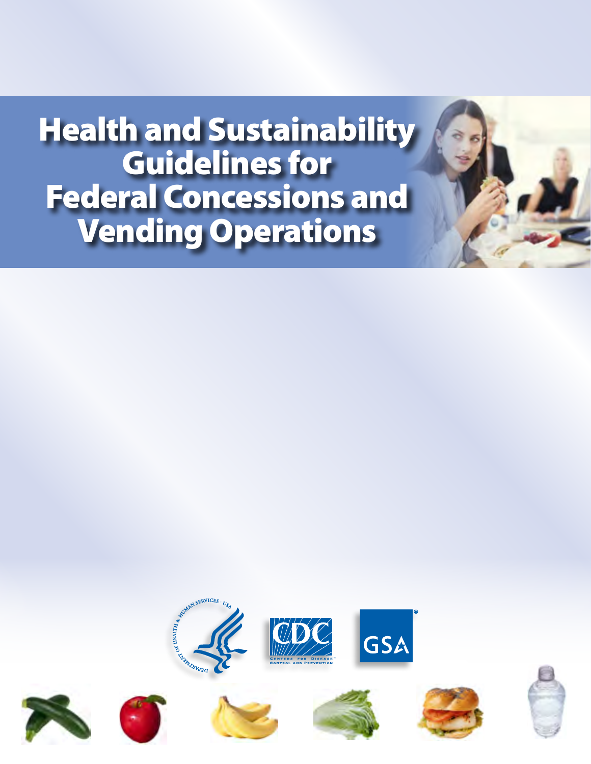# Health and Sustainability Guidelines for Federal Concessions and Vending Operations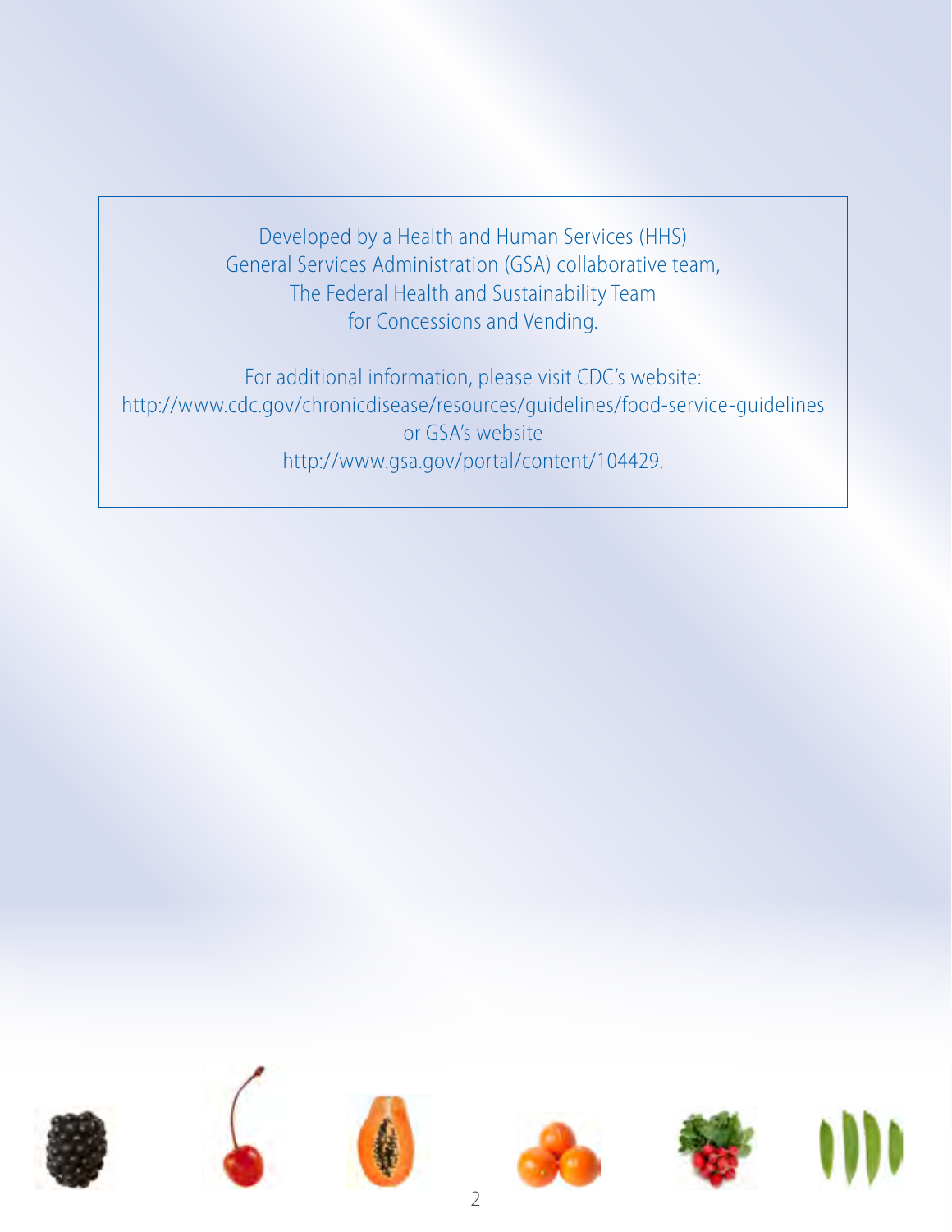Developed by a Health and Human Services (HHS)
General Services Administration (GSA) collaborative team,
The Federal Health and Sustainability Team
for Concessions and Vending.

For additional information, please visit CDC's website:
http://www.cdc.gov/chronicdisease/resources/guidelines/food-service-guidelines
or GSA's website
http://www.gsa.gov/portal/content/104429.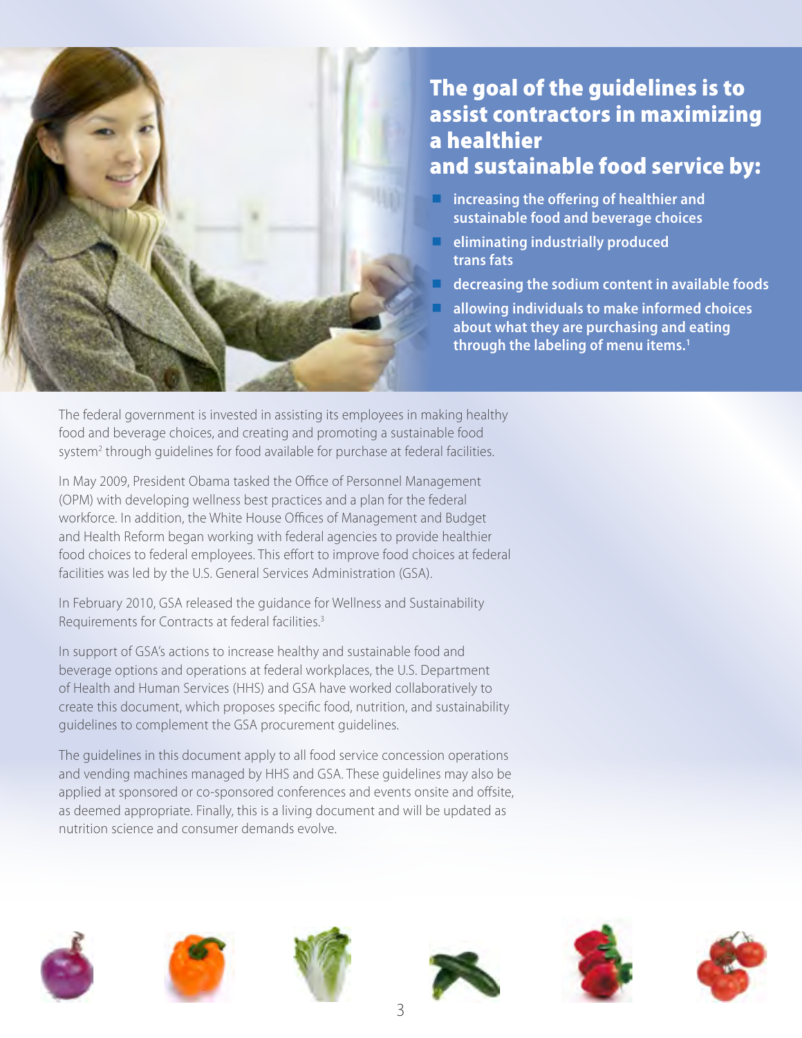## The goal of the guidelines is to assist contractors in maximizing a healthier and sustainable food service by:

- increasing the offering of healthier and sustainable food and beverage choices
- eliminating industrially produced trans fats
- decreasing the sodium content in available foods
- allowing individuals to make informed choices about what they are purchasing and eating through the labeling of menu items.[1]

The federal government is invested in assisting its employees in making healthy food and beverage choices, and creating and promoting a sustainable food system[2] through guidelines for food available for purchase at federal facilities.

In May 2009, President Obama tasked the Office of Personnel Management (OPM) with developing wellness best practices and a plan for the federal workforce. In addition, the White House Offices of Management and Budget and Health Reform began working with federal agencies to provide healthier food choices to federal employees. This effort to improve food choices at federal facilities was led by the U.S. General Services Administration (GSA).

In February 2010, GSA released the guidance for Wellness and Sustainability Requirements for Contracts at federal facilities.[3]

In support of GSA's actions to increase healthy and sustainable food and beverage options and operations at federal workplaces, the U.S. Department of Health and Human Services (HHS) and GSA have worked collaboratively to create this document, which proposes specific food, nutrition, and sustainability guidelines to complement the GSA procurement guidelines.

The guidelines in this document apply to all food service concession operations and vending machines managed by HHS and GSA. These guidelines may also be applied at sponsored or co-sponsored conferences and events onsite and offsite, as deemed appropriate. Finally, this is a living document and will be updated as nutrition science and consumer demands evolve.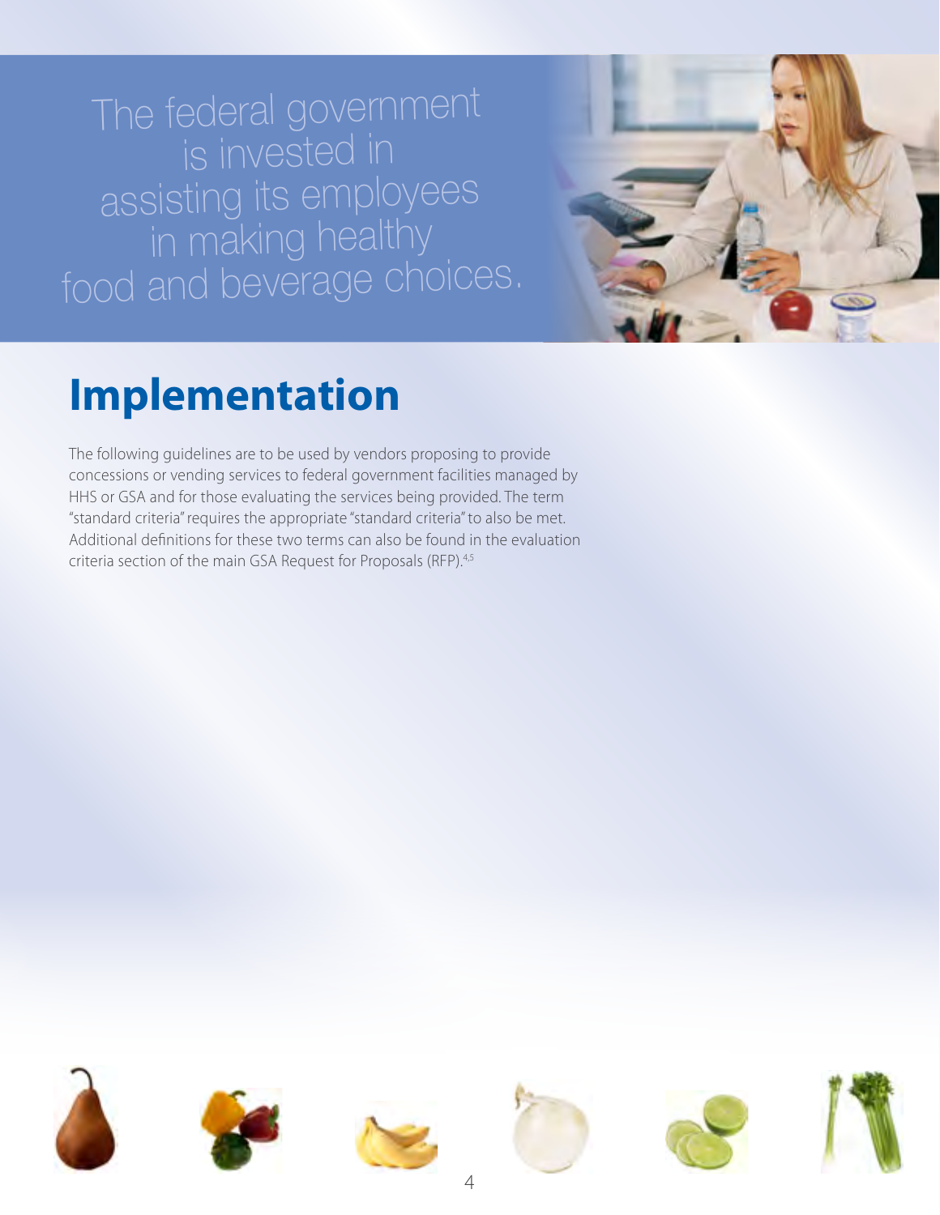The federal government is invested in assisting its employees in making healthy food and beverage choices.

# Implementation

The following guidelines are to be used by vendors proposing to provide concessions or vending services to federal government facilities managed by HHS or GSA and for those evaluating the services being provided. The term "standard criteria" requires the appropriate "standard criteria" to also be met. Additional definitions for these two terms can also be found in the evaluation criteria section of the main GSA Request for Proposals (RFP).[4,5]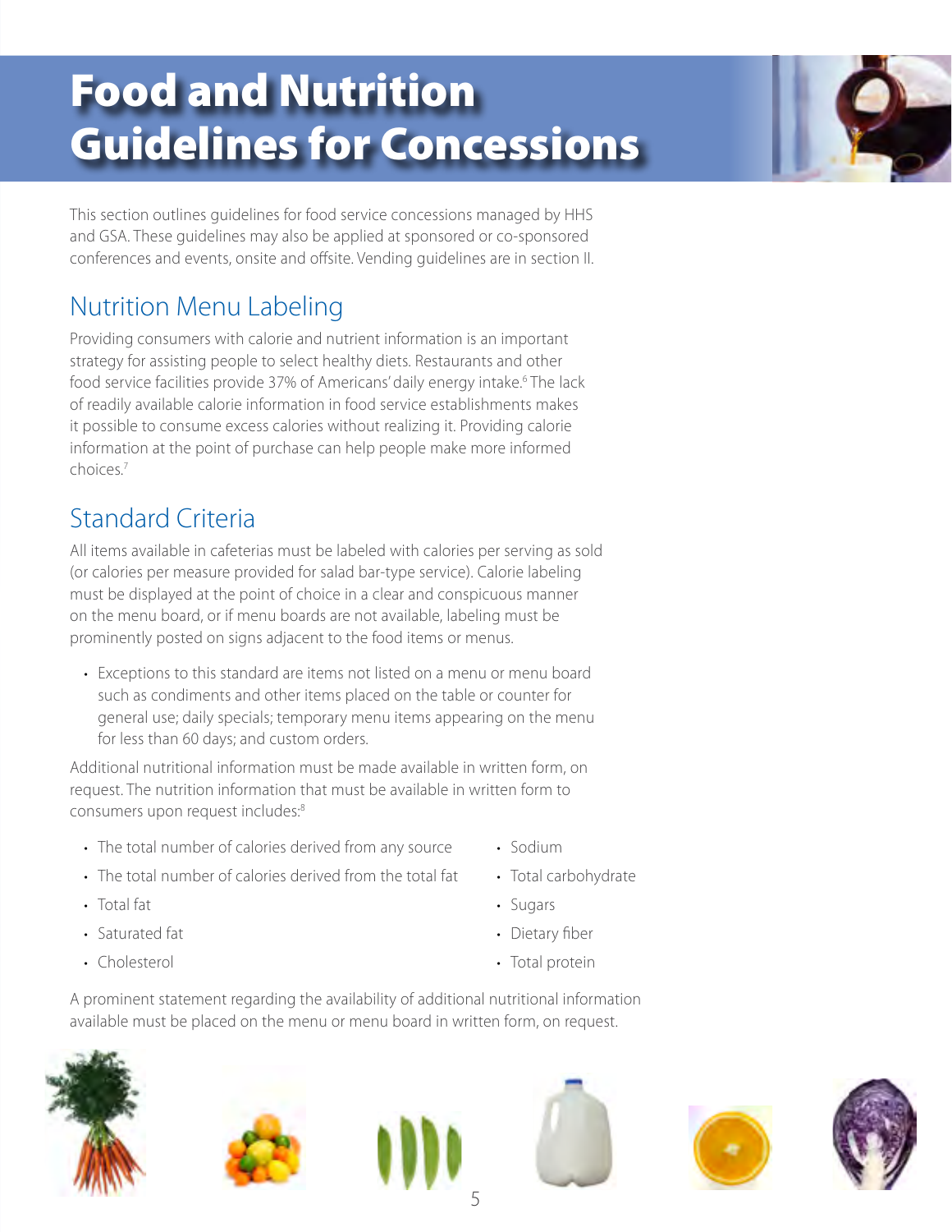# Food and Nutrition Guidelines for Concessions

This section outlines guidelines for food service concessions managed by HHS and GSA. These guidelines may also be applied at sponsored or co-sponsored conferences and events, onsite and offsite. Vending guidelines are in section II.

## Nutrition Menu Labeling

Providing consumers with calorie and nutrient information is an important strategy for assisting people to select healthy diets. Restaurants and other food service facilities provide 37% of Americans' daily energy intake.[6] The lack of readily available calorie information in food service establishments makes it possible to consume excess calories without realizing it. Providing calorie information at the point of purchase can help people make more informed choices.[7]

## Standard Criteria

All items available in cafeterias must be labeled with calories per serving as sold (or calories per measure provided for salad bar-type service). Calorie labeling must be displayed at the point of choice in a clear and conspicuous manner on the menu board, or if menu boards are not available, labeling must be prominently posted on signs adjacent to the food items or menus.

- Exceptions to this standard are items not listed on a menu or menu board such as condiments and other items placed on the table or counter for general use; daily specials; temporary menu items appearing on the menu for less than 60 days; and custom orders.

Additional nutritional information must be made available in written form, on request. The nutrition information that must be available in written form to consumers upon request includes:[8]

- The total number of calories derived from any source
- The total number of calories derived from the total fat
- Total fat
- Saturated fat
- Cholesterol
- Sodium
- Total carbohydrate
- Sugars
- Dietary fiber
- Total protein

A prominent statement regarding the availability of additional nutritional information available must be placed on the menu or menu board in written form, on request.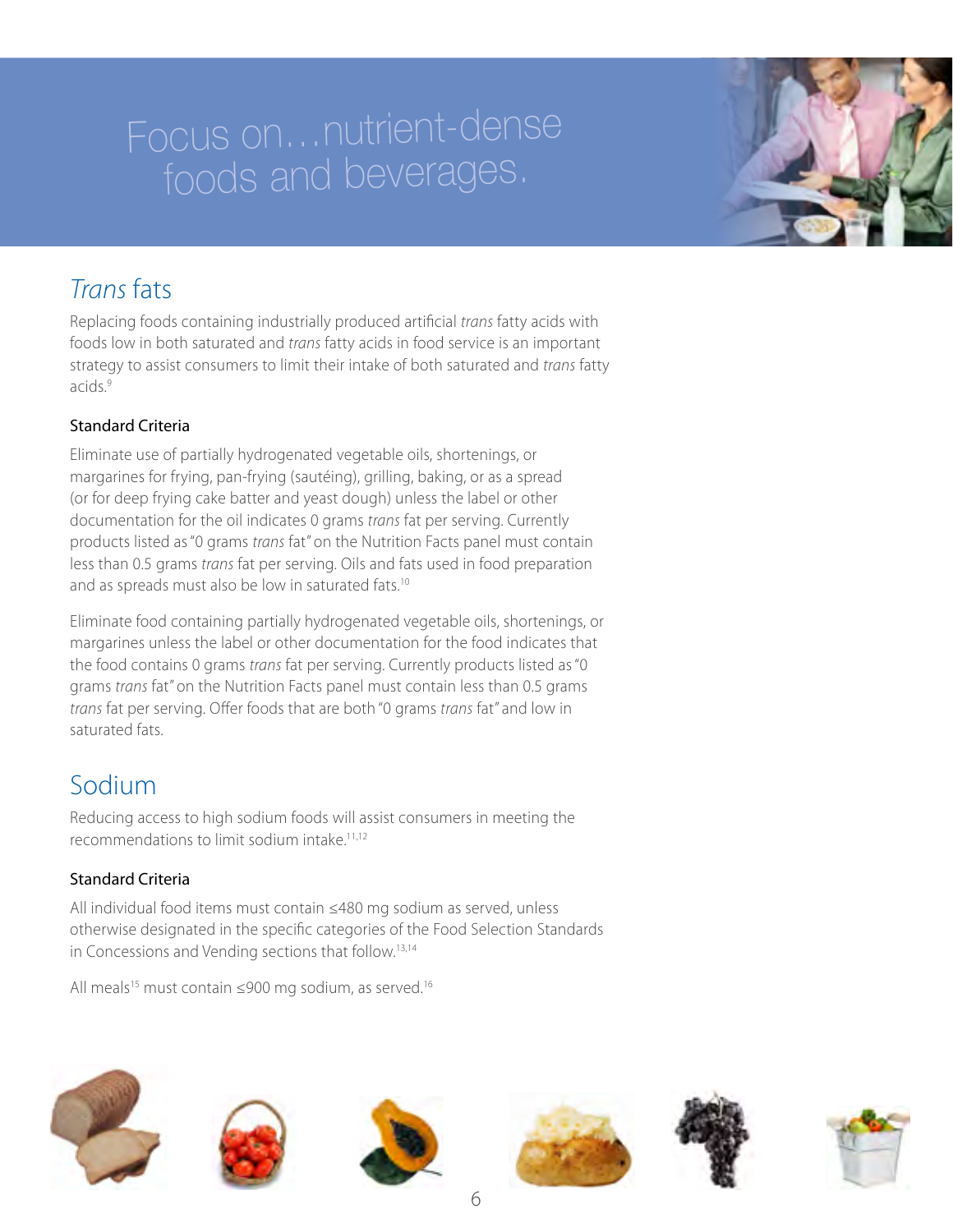# Focus on…nutrient-dense foods and beverages.

## *Trans* fats

Replacing foods containing industrially produced artificial *trans* fatty acids with foods low in both saturated and *trans* fatty acids in food service is an important strategy to assist consumers to limit their intake of both saturated and *trans* fatty acids.[9]

### Standard Criteria

Eliminate use of partially hydrogenated vegetable oils, shortenings, or margarines for frying, pan-frying (sautéing), grilling, baking, or as a spread (or for deep frying cake batter and yeast dough) unless the label or other documentation for the oil indicates 0 grams *trans* fat per serving. Currently products listed as "0 grams *trans* fat" on the Nutrition Facts panel must contain less than 0.5 grams *trans* fat per serving. Oils and fats used in food preparation and as spreads must also be low in saturated fats.[10]

Eliminate food containing partially hydrogenated vegetable oils, shortenings, or margarines unless the label or other documentation for the food indicates that the food contains 0 grams *trans* fat per serving. Currently products listed as "0 grams *trans* fat" on the Nutrition Facts panel must contain less than 0.5 grams *trans* fat per serving. Offer foods that are both "0 grams *trans* fat" and low in saturated fats.

## Sodium

Reducing access to high sodium foods will assist consumers in meeting the recommendations to limit sodium intake.[11,12]

### Standard Criteria

All individual food items must contain ≤480 mg sodium as served, unless otherwise designated in the specific categories of the Food Selection Standards in Concessions and Vending sections that follow.[13,14]

All meals[15] must contain ≤900 mg sodium, as served.[16]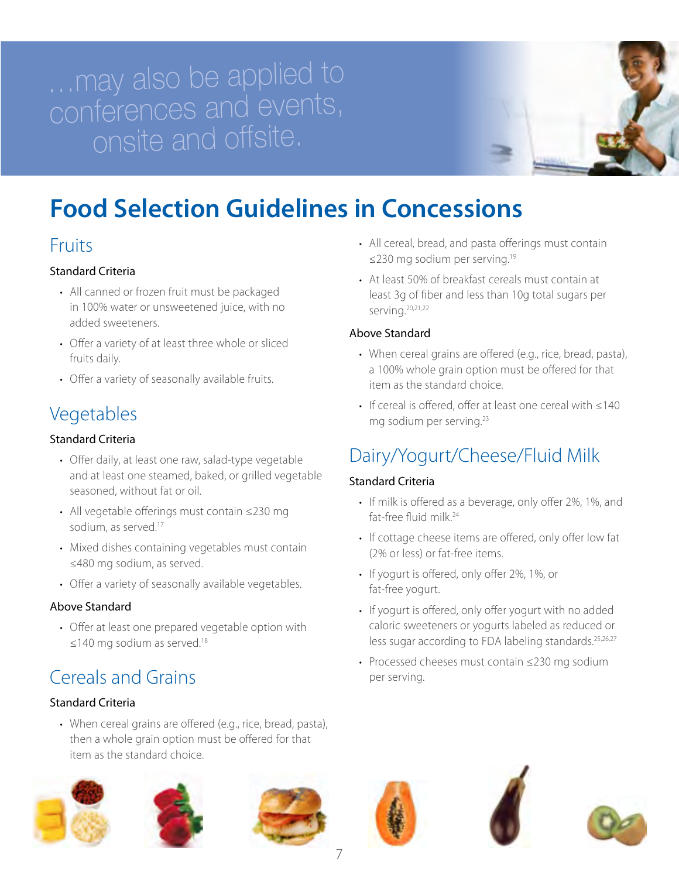...may also be applied to conferences and events, onsite and offsite.

# Food Selection Guidelines in Concessions

## Fruits

### Standard Criteria

- All canned or frozen fruit must be packaged in 100% water or unsweetened juice, with no added sweeteners.
- Offer a variety of at least three whole or sliced fruits daily.
- Offer a variety of seasonally available fruits.

## Vegetables

### Standard Criteria

- Offer daily, at least one raw, salad-type vegetable and at least one steamed, baked, or grilled vegetable seasoned, without fat or oil.
- All vegetable offerings must contain ≤230 mg sodium, as served.[17]
- Mixed dishes containing vegetables must contain ≤480 mg sodium, as served.
- Offer a variety of seasonally available vegetables.

### Above Standard

- Offer at least one prepared vegetable option with ≤140 mg sodium as served.[18]

## Cereals and Grains

### Standard Criteria

- When cereal grains are offered (e.g., rice, bread, pasta), then a whole grain option must be offered for that item as the standard choice.
- All cereal, bread, and pasta offerings must contain ≤230 mg sodium per serving.[19]
- At least 50% of breakfast cereals must contain at least 3g of fiber and less than 10g total sugars per serving.[20,21,22]

### Above Standard

- When cereal grains are offered (e.g., rice, bread, pasta), a 100% whole grain option must be offered for that item as the standard choice.
- If cereal is offered, offer at least one cereal with ≤140 mg sodium per serving.[23]

## Dairy/Yogurt/Cheese/Fluid Milk

### Standard Criteria

- If milk is offered as a beverage, only offer 2%, 1%, and fat-free fluid milk.[24]
- If cottage cheese items are offered, only offer low fat (2% or less) or fat-free items.
- If yogurt is offered, only offer 2%, 1%, or fat-free yogurt.
- If yogurt is offered, only offer yogurt with no added caloric sweeteners or yogurts labeled as reduced or less sugar according to FDA labeling standards.[25,26,27]
- Processed cheeses must contain ≤230 mg sodium per serving.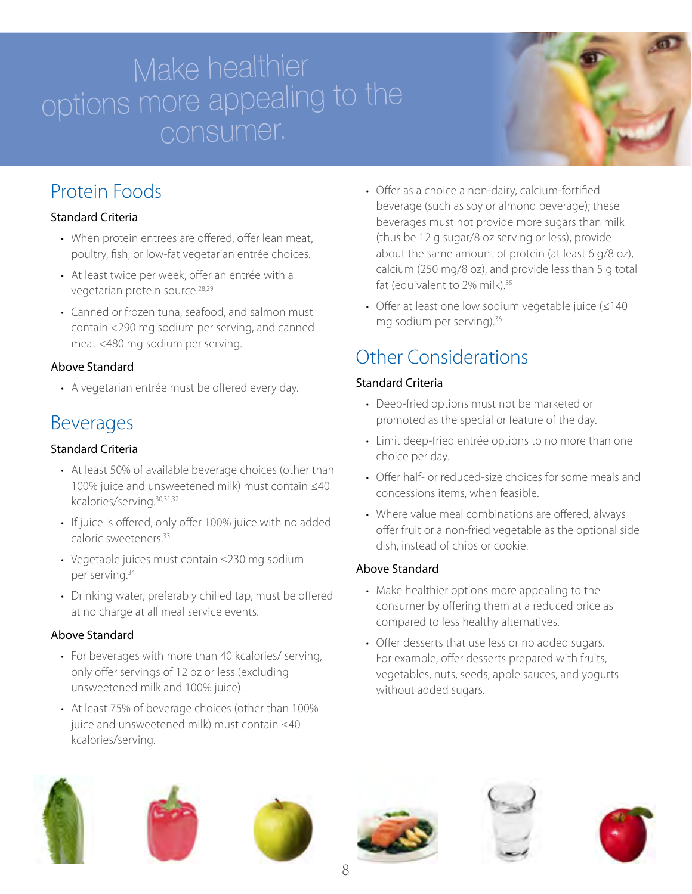# Make healthier options more appealing to the consumer.

## Protein Foods

### Standard Criteria

- When protein entrees are offered, offer lean meat, poultry, fish, or low-fat vegetarian entrée choices.
- At least twice per week, offer an entrée with a vegetarian protein source.[28,29]
- Canned or frozen tuna, seafood, and salmon must contain <290 mg sodium per serving, and canned meat <480 mg sodium per serving.

### Above Standard

- A vegetarian entrée must be offered every day.

## Beverages

### Standard Criteria

- At least 50% of available beverage choices (other than 100% juice and unsweetened milk) must contain ≤40 kcalories/serving.[30,31,32]
- If juice is offered, only offer 100% juice with no added caloric sweeteners.[33]
- Vegetable juices must contain ≤230 mg sodium per serving.[34]
- Drinking water, preferably chilled tap, must be offered at no charge at all meal service events.

### Above Standard

- For beverages with more than 40 kcalories/ serving, only offer servings of 12 oz or less (excluding unsweetened milk and 100% juice).
- At least 75% of beverage choices (other than 100% juice and unsweetened milk) must contain ≤40 kcalories/serving.
- Offer as a choice a non-dairy, calcium-fortified beverage (such as soy or almond beverage); these beverages must not provide more sugars than milk (thus be 12 g sugar/8 oz serving or less), provide about the same amount of protein (at least 6 g/8 oz), calcium (250 mg/8 oz), and provide less than 5 g total fat (equivalent to 2% milk).[35]
- Offer at least one low sodium vegetable juice (≤140 mg sodium per serving).[36]

## Other Considerations

### Standard Criteria

- Deep-fried options must not be marketed or promoted as the special or feature of the day.
- Limit deep-fried entrée options to no more than one choice per day.
- Offer half- or reduced-size choices for some meals and concessions items, when feasible.
- Where value meal combinations are offered, always offer fruit or a non-fried vegetable as the optional side dish, instead of chips or cookie.

### Above Standard

- Make healthier options more appealing to the consumer by offering them at a reduced price as compared to less healthy alternatives.
- Offer desserts that use less or no added sugars. For example, offer desserts prepared with fruits, vegetables, nuts, seeds, apple sauces, and yogurts without added sugars.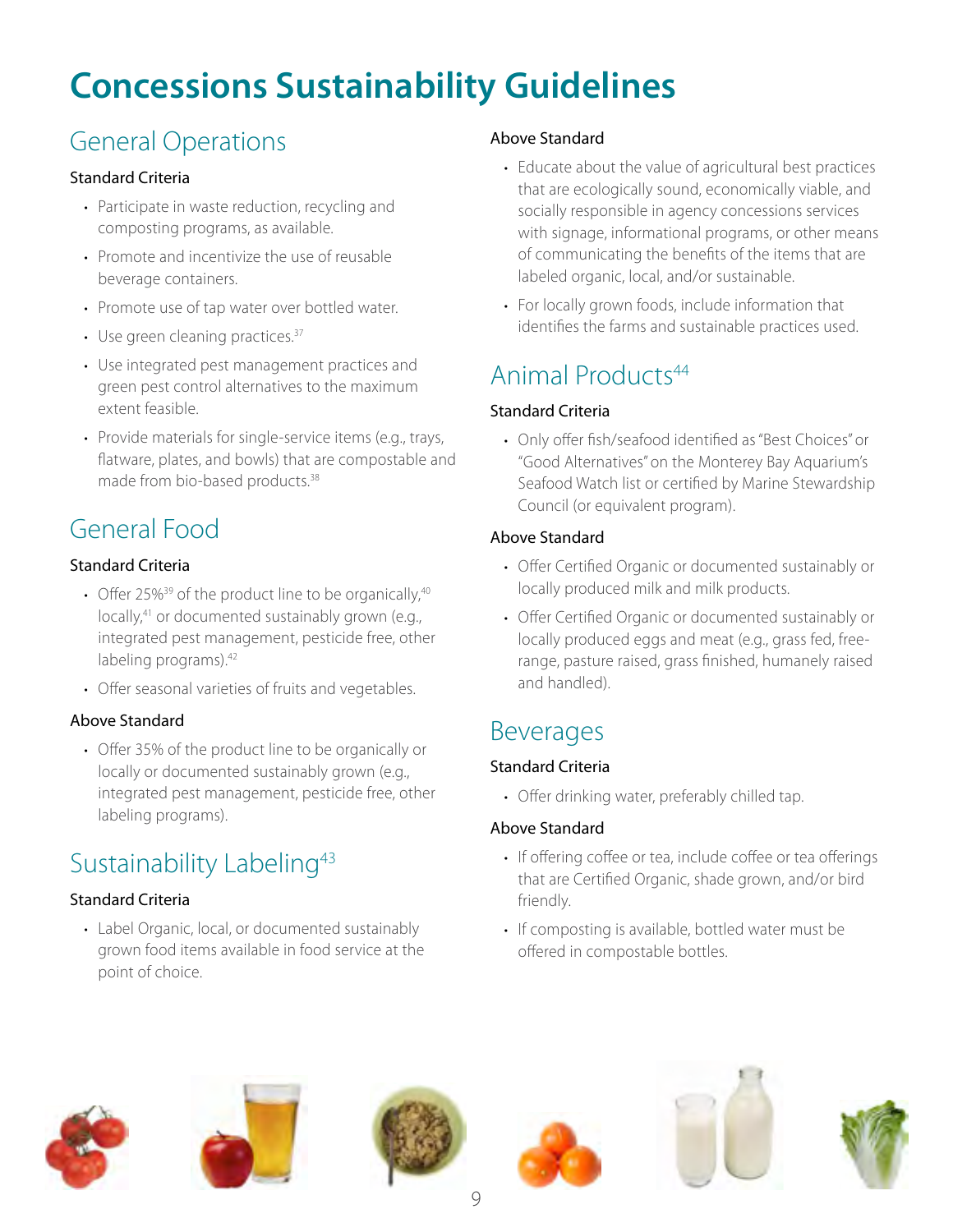# Concessions Sustainability Guidelines

## General Operations

### Standard Criteria

- Participate in waste reduction, recycling and composting programs, as available.
- Promote and incentivize the use of reusable beverage containers.
- Promote use of tap water over bottled water.
- Use green cleaning practices.[37]
- Use integrated pest management practices and green pest control alternatives to the maximum extent feasible.
- Provide materials for single-service items (e.g., trays, flatware, plates, and bowls) that are compostable and made from bio-based products.[38]

## General Food

### Standard Criteria

- Offer 25%[39] of the product line to be organically,[40] locally,[41] or documented sustainably grown (e.g., integrated pest management, pesticide free, other labeling programs).[42]
- Offer seasonal varieties of fruits and vegetables.

### Above Standard

- Offer 35% of the product line to be organically or locally or documented sustainably grown (e.g., integrated pest management, pesticide free, other labeling programs).

## Sustainability Labeling[43]

### Standard Criteria

- Label Organic, local, or documented sustainably grown food items available in food service at the point of choice.

### Above Standard

- Educate about the value of agricultural best practices that are ecologically sound, economically viable, and socially responsible in agency concessions services with signage, informational programs, or other means of communicating the benefits of the items that are labeled organic, local, and/or sustainable.
- For locally grown foods, include information that identifies the farms and sustainable practices used.

## Animal Products[44]

### Standard Criteria

- Only offer fish/seafood identified as "Best Choices" or "Good Alternatives" on the Monterey Bay Aquarium's Seafood Watch list or certified by Marine Stewardship Council (or equivalent program).

### Above Standard

- Offer Certified Organic or documented sustainably or locally produced milk and milk products.
- Offer Certified Organic or documented sustainably or locally produced eggs and meat (e.g., grass fed, free-range, pasture raised, grass finished, humanely raised and handled).

## Beverages

### Standard Criteria

- Offer drinking water, preferably chilled tap.

### Above Standard

- If offering coffee or tea, include coffee or tea offerings that are Certified Organic, shade grown, and/or bird friendly.
- If composting is available, bottled water must be offered in compostable bottles.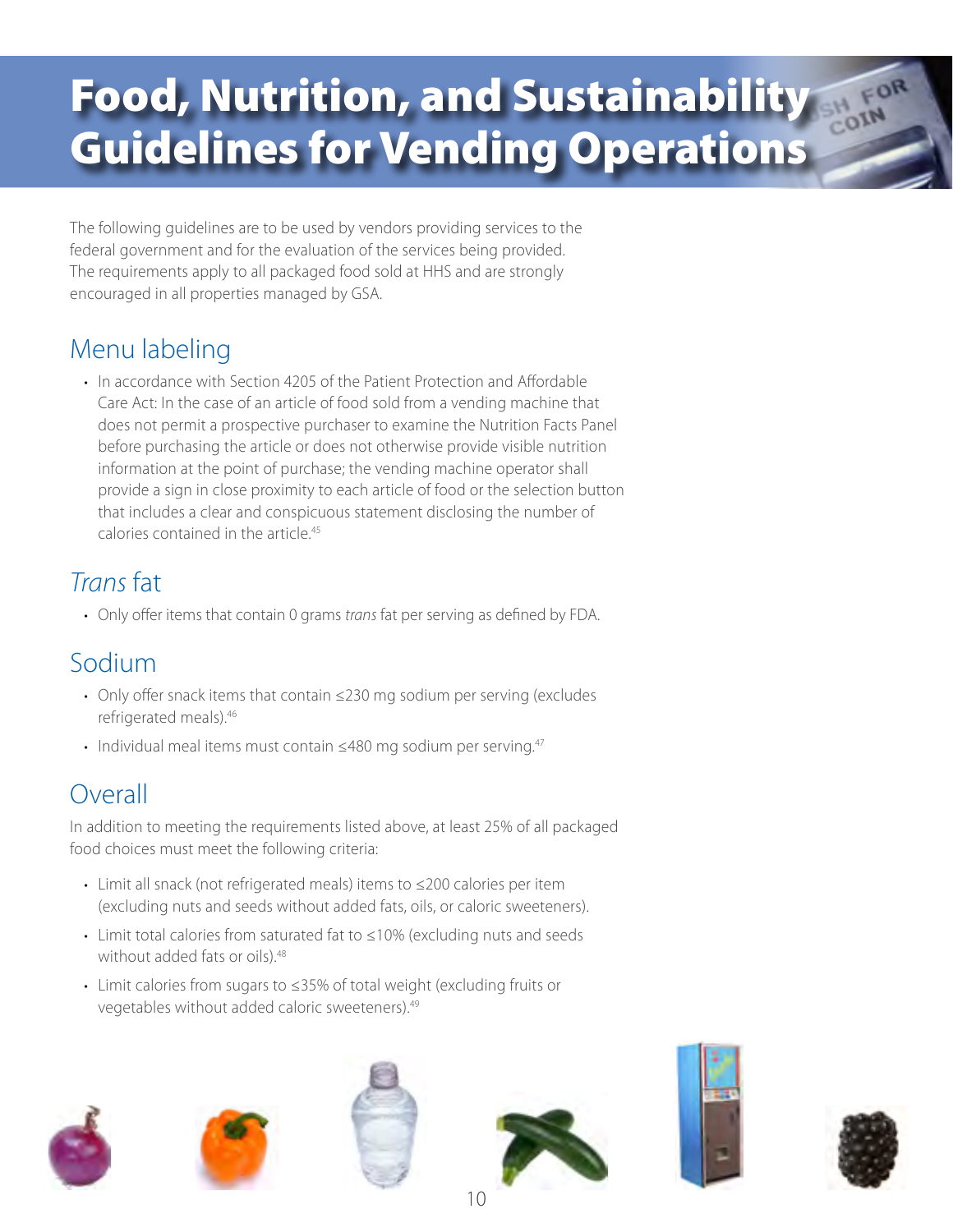# Food, Nutrition, and Sustainability Guidelines for Vending Operations

The following guidelines are to be used by vendors providing services to the federal government and for the evaluation of the services being provided. The requirements apply to all packaged food sold at HHS and are strongly encouraged in all properties managed by GSA.

## Menu labeling

- In accordance with Section 4205 of the Patient Protection and Affordable Care Act: In the case of an article of food sold from a vending machine that does not permit a prospective purchaser to examine the Nutrition Facts Panel before purchasing the article or does not otherwise provide visible nutrition information at the point of purchase; the vending machine operator shall provide a sign in close proximity to each article of food or the selection button that includes a clear and conspicuous statement disclosing the number of calories contained in the article.[45]

## *Trans* fat

- Only offer items that contain 0 grams *trans* fat per serving as defined by FDA.

## Sodium

- Only offer snack items that contain ≤230 mg sodium per serving (excludes refrigerated meals).[46]
- Individual meal items must contain ≤480 mg sodium per serving.[47]

## Overall

In addition to meeting the requirements listed above, at least 25% of all packaged food choices must meet the following criteria:

- Limit all snack (not refrigerated meals) items to ≤200 calories per item (excluding nuts and seeds without added fats, oils, or caloric sweeteners).
- Limit total calories from saturated fat to ≤10% (excluding nuts and seeds without added fats or oils).[48]
- Limit calories from sugars to ≤35% of total weight (excluding fruits or vegetables without added caloric sweeteners).[49]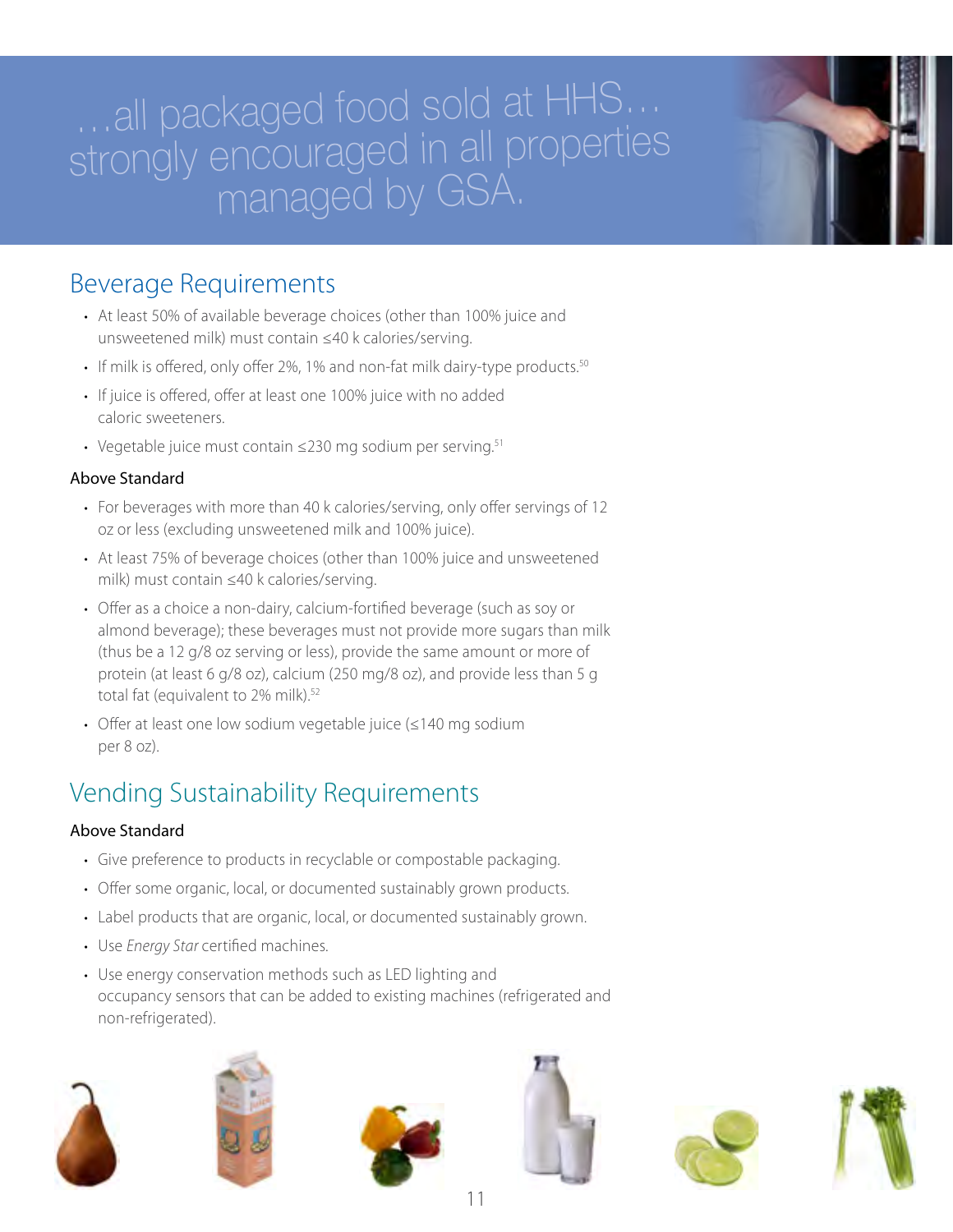...all packaged food sold at HHS... strongly encouraged in all properties managed by GSA.

## Beverage Requirements

- At least 50% of available beverage choices (other than 100% juice and unsweetened milk) must contain ≤40 k calories/serving.
- If milk is offered, only offer 2%, 1% and non-fat milk dairy-type products.[50]
- If juice is offered, offer at least one 100% juice with no added caloric sweeteners.
- Vegetable juice must contain ≤230 mg sodium per serving.[51]

### Above Standard

- For beverages with more than 40 k calories/serving, only offer servings of 12 oz or less (excluding unsweetened milk and 100% juice).
- At least 75% of beverage choices (other than 100% juice and unsweetened milk) must contain ≤40 k calories/serving.
- Offer as a choice a non-dairy, calcium-fortified beverage (such as soy or almond beverage); these beverages must not provide more sugars than milk (thus be a 12 g/8 oz serving or less), provide the same amount or more of protein (at least 6 g/8 oz), calcium (250 mg/8 oz), and provide less than 5 g total fat (equivalent to 2% milk).[52]
- Offer at least one low sodium vegetable juice (≤140 mg sodium per 8 oz).

## Vending Sustainability Requirements

### Above Standard

- Give preference to products in recyclable or compostable packaging.
- Offer some organic, local, or documented sustainably grown products.
- Label products that are organic, local, or documented sustainably grown.
- Use *Energy Star* certified machines.
- Use energy conservation methods such as LED lighting and occupancy sensors that can be added to existing machines (refrigerated and non-refrigerated).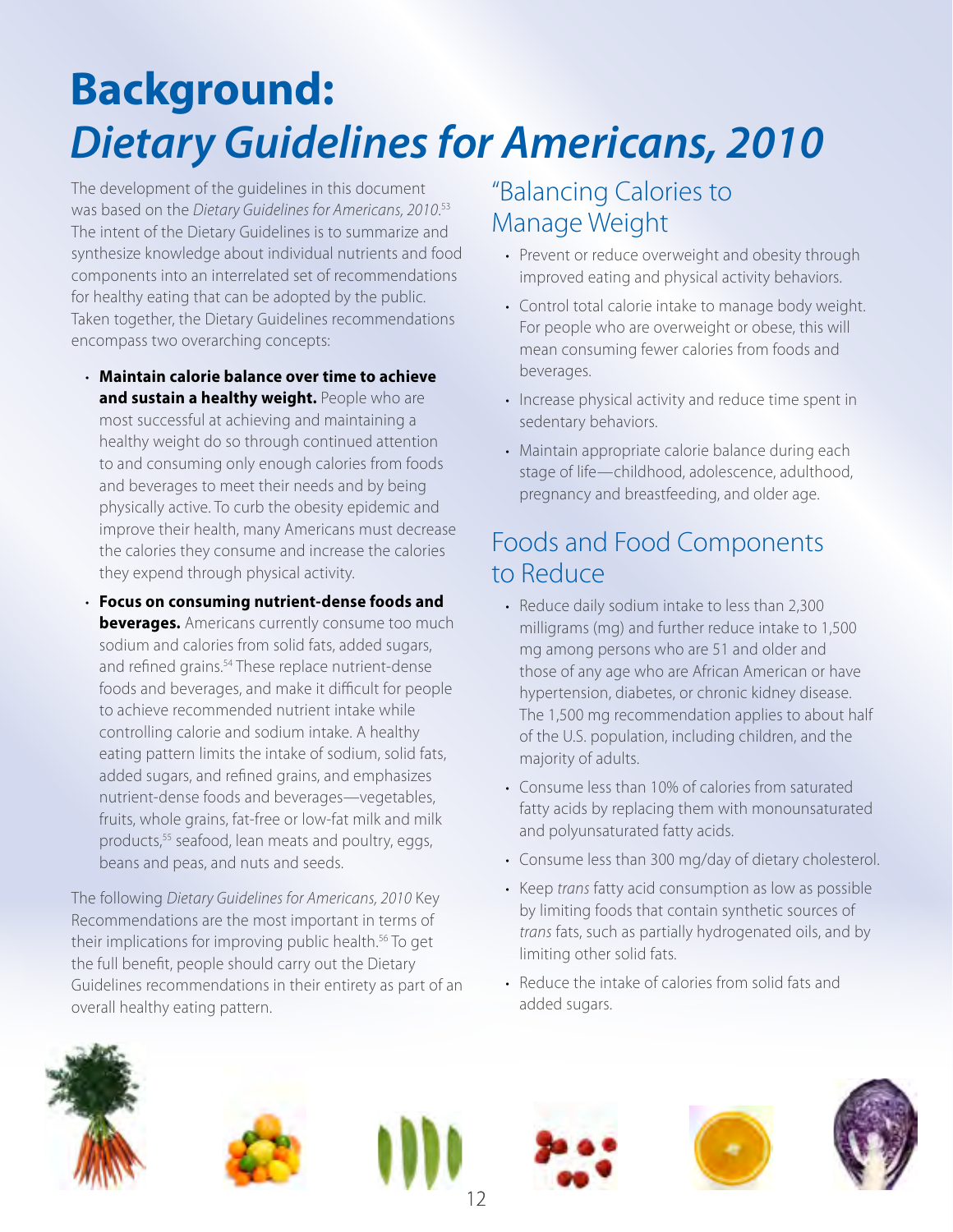# Background: *Dietary Guidelines for Americans, 2010*

The development of the guidelines in this document was based on the *Dietary Guidelines for Americans, 2010*.[53] The intent of the Dietary Guidelines is to summarize and synthesize knowledge about individual nutrients and food components into an interrelated set of recommendations for healthy eating that can be adopted by the public. Taken together, the Dietary Guidelines recommendations encompass two overarching concepts:

- **Maintain calorie balance over time to achieve and sustain a healthy weight.** People who are most successful at achieving and maintaining a healthy weight do so through continued attention to and consuming only enough calories from foods and beverages to meet their needs and by being physically active. To curb the obesity epidemic and improve their health, many Americans must decrease the calories they consume and increase the calories they expend through physical activity.
- **Focus on consuming nutrient-dense foods and beverages.** Americans currently consume too much sodium and calories from solid fats, added sugars, and refined grains.[54] These replace nutrient-dense foods and beverages, and make it difficult for people to achieve recommended nutrient intake while controlling calorie and sodium intake. A healthy eating pattern limits the intake of sodium, solid fats, added sugars, and refined grains, and emphasizes nutrient-dense foods and beverages—vegetables, fruits, whole grains, fat-free or low-fat milk and milk products,[55] seafood, lean meats and poultry, eggs, beans and peas, and nuts and seeds.

The following *Dietary Guidelines for Americans, 2010* Key Recommendations are the most important in terms of their implications for improving public health.[56] To get the full benefit, people should carry out the Dietary Guidelines recommendations in their entirety as part of an overall healthy eating pattern.

## "Balancing Calories to Manage Weight

- Prevent or reduce overweight and obesity through improved eating and physical activity behaviors.
- Control total calorie intake to manage body weight. For people who are overweight or obese, this will mean consuming fewer calories from foods and beverages.
- Increase physical activity and reduce time spent in sedentary behaviors.
- Maintain appropriate calorie balance during each stage of life—childhood, adolescence, adulthood, pregnancy and breastfeeding, and older age.

## Foods and Food Components to Reduce

- Reduce daily sodium intake to less than 2,300 milligrams (mg) and further reduce intake to 1,500 mg among persons who are 51 and older and those of any age who are African American or have hypertension, diabetes, or chronic kidney disease. The 1,500 mg recommendation applies to about half of the U.S. population, including children, and the majority of adults.
- Consume less than 10% of calories from saturated fatty acids by replacing them with monounsaturated and polyunsaturated fatty acids.
- Consume less than 300 mg/day of dietary cholesterol.
- Keep *trans* fatty acid consumption as low as possible by limiting foods that contain synthetic sources of *trans* fats, such as partially hydrogenated oils, and by limiting other solid fats.
- Reduce the intake of calories from solid fats and added sugars.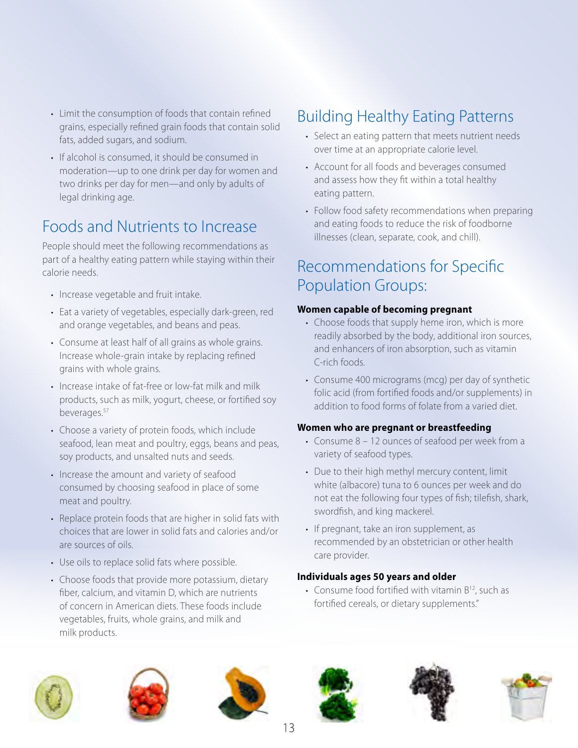- Limit the consumption of foods that contain refined grains, especially refined grain foods that contain solid fats, added sugars, and sodium.
- If alcohol is consumed, it should be consumed in moderation—up to one drink per day for women and two drinks per day for men—and only by adults of legal drinking age.

## Foods and Nutrients to Increase

People should meet the following recommendations as part of a healthy eating pattern while staying within their calorie needs.

- Increase vegetable and fruit intake.
- Eat a variety of vegetables, especially dark-green, red and orange vegetables, and beans and peas.
- Consume at least half of all grains as whole grains. Increase whole-grain intake by replacing refined grains with whole grains.
- Increase intake of fat-free or low-fat milk and milk products, such as milk, yogurt, cheese, or fortified soy beverages.[57]
- Choose a variety of protein foods, which include seafood, lean meat and poultry, eggs, beans and peas, soy products, and unsalted nuts and seeds.
- Increase the amount and variety of seafood consumed by choosing seafood in place of some meat and poultry.
- Replace protein foods that are higher in solid fats with choices that are lower in solid fats and calories and/or are sources of oils.
- Use oils to replace solid fats where possible.
- Choose foods that provide more potassium, dietary fiber, calcium, and vitamin D, which are nutrients of concern in American diets. These foods include vegetables, fruits, whole grains, and milk and milk products.

## Building Healthy Eating Patterns

- Select an eating pattern that meets nutrient needs over time at an appropriate calorie level.
- Account for all foods and beverages consumed and assess how they fit within a total healthy eating pattern.
- Follow food safety recommendations when preparing and eating foods to reduce the risk of foodborne illnesses (clean, separate, cook, and chill).

## Recommendations for Specific Population Groups:

**Women capable of becoming pregnant**

- Choose foods that supply heme iron, which is more readily absorbed by the body, additional iron sources, and enhancers of iron absorption, such as vitamin C-rich foods.
- Consume 400 micrograms (mcg) per day of synthetic folic acid (from fortified foods and/or supplements) in addition to food forms of folate from a varied diet.

**Women who are pregnant or breastfeeding**

- Consume 8 – 12 ounces of seafood per week from a variety of seafood types.
- Due to their high methyl mercury content, limit white (albacore) tuna to 6 ounces per week and do not eat the following four types of fish; tilefish, shark, swordfish, and king mackerel.
- If pregnant, take an iron supplement, as recommended by an obstetrician or other health care provider.

**Individuals ages 50 years and older**

- Consume food fortified with vitamin $B^{12}$, such as fortified cereals, or dietary supplements."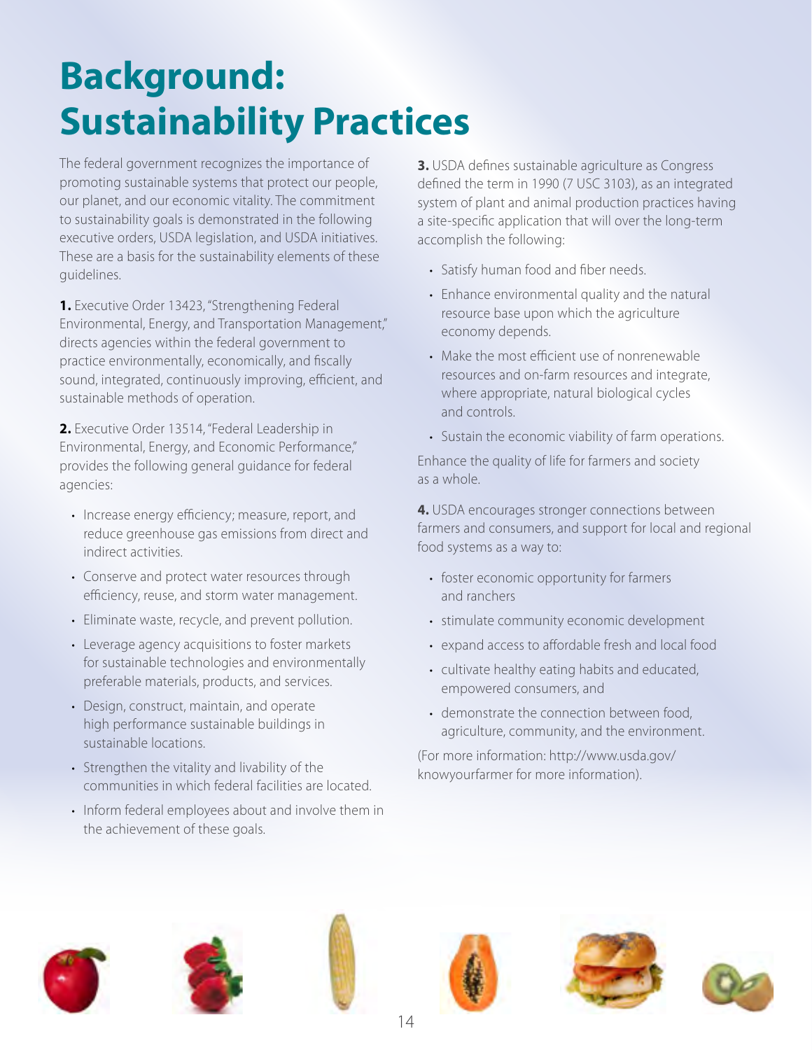# Background: Sustainability Practices

The federal government recognizes the importance of promoting sustainable systems that protect our people, our planet, and our economic vitality. The commitment to sustainability goals is demonstrated in the following executive orders, USDA legislation, and USDA initiatives. These are a basis for the sustainability elements of these guidelines.

**1.** Executive Order 13423, "Strengthening Federal Environmental, Energy, and Transportation Management," directs agencies within the federal government to practice environmentally, economically, and fiscally sound, integrated, continuously improving, efficient, and sustainable methods of operation.

**2.** Executive Order 13514, "Federal Leadership in Environmental, Energy, and Economic Performance," provides the following general guidance for federal agencies:

- Increase energy efficiency; measure, report, and reduce greenhouse gas emissions from direct and indirect activities.
- Conserve and protect water resources through efficiency, reuse, and storm water management.
- Eliminate waste, recycle, and prevent pollution.
- Leverage agency acquisitions to foster markets for sustainable technologies and environmentally preferable materials, products, and services.
- Design, construct, maintain, and operate high performance sustainable buildings in sustainable locations.
- Strengthen the vitality and livability of the communities in which federal facilities are located.
- Inform federal employees about and involve them in the achievement of these goals.

**3.** USDA defines sustainable agriculture as Congress defined the term in 1990 (7 USC 3103), as an integrated system of plant and animal production practices having a site-specific application that will over the long-term accomplish the following:

- Satisfy human food and fiber needs.
- Enhance environmental quality and the natural resource base upon which the agriculture economy depends.
- Make the most efficient use of nonrenewable resources and on-farm resources and integrate, where appropriate, natural biological cycles and controls.
- Sustain the economic viability of farm operations.

Enhance the quality of life for farmers and society as a whole.

**4.** USDA encourages stronger connections between farmers and consumers, and support for local and regional food systems as a way to:

- foster economic opportunity for farmers and ranchers
- stimulate community economic development
- expand access to affordable fresh and local food
- cultivate healthy eating habits and educated, empowered consumers, and
- demonstrate the connection between food, agriculture, community, and the environment.

(For more information: http://www.usda.gov/knowyourfarmer for more information).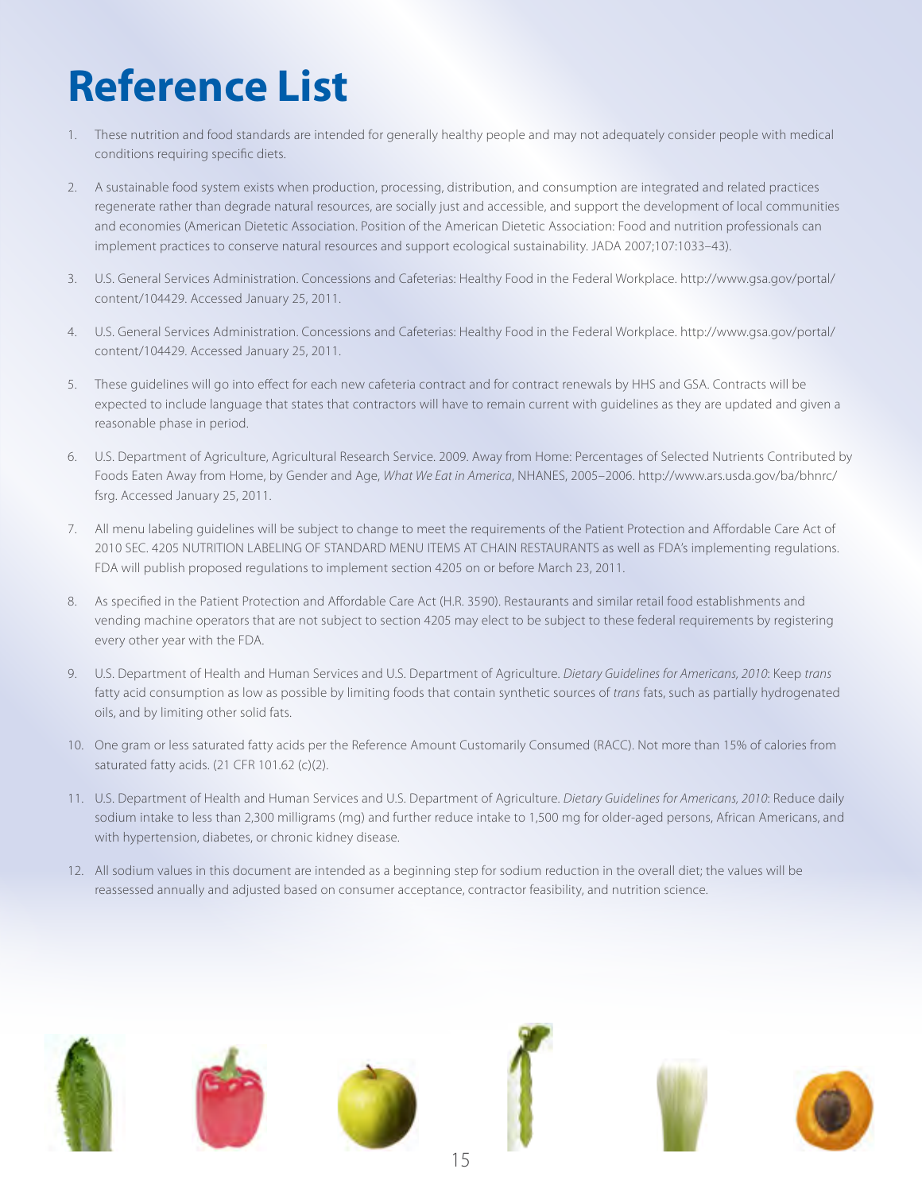# Reference List

1. These nutrition and food standards are intended for generally healthy people and may not adequately consider people with medical conditions requiring specific diets.

2. A sustainable food system exists when production, processing, distribution, and consumption are integrated and related practices regenerate rather than degrade natural resources, are socially just and accessible, and support the development of local communities and economies (American Dietetic Association. Position of the American Dietetic Association: Food and nutrition professionals can implement practices to conserve natural resources and support ecological sustainability. JADA 2007;107:1033–43).

3. U.S. General Services Administration. Concessions and Cafeterias: Healthy Food in the Federal Workplace. http://www.gsa.gov/portal/content/104429. Accessed January 25, 2011.

4. U.S. General Services Administration. Concessions and Cafeterias: Healthy Food in the Federal Workplace. http://www.gsa.gov/portal/content/104429. Accessed January 25, 2011.

5. These guidelines will go into effect for each new cafeteria contract and for contract renewals by HHS and GSA. Contracts will be expected to include language that states that contractors will have to remain current with guidelines as they are updated and given a reasonable phase in period.

6. U.S. Department of Agriculture, Agricultural Research Service. 2009. Away from Home: Percentages of Selected Nutrients Contributed by Foods Eaten Away from Home, by Gender and Age, *What We Eat in America*, NHANES, 2005–2006. http://www.ars.usda.gov/ba/bhnrc/fsrg. Accessed January 25, 2011.

7. All menu labeling guidelines will be subject to change to meet the requirements of the Patient Protection and Affordable Care Act of 2010 SEC. 4205 NUTRITION LABELING OF STANDARD MENU ITEMS AT CHAIN RESTAURANTS as well as FDA's implementing regulations. FDA will publish proposed regulations to implement section 4205 on or before March 23, 2011.

8. As specified in the Patient Protection and Affordable Care Act (H.R. 3590). Restaurants and similar retail food establishments and vending machine operators that are not subject to section 4205 may elect to be subject to these federal requirements by registering every other year with the FDA.

9. U.S. Department of Health and Human Services and U.S. Department of Agriculture. *Dietary Guidelines for Americans, 2010*: Keep *trans* fatty acid consumption as low as possible by limiting foods that contain synthetic sources of *trans* fats, such as partially hydrogenated oils, and by limiting other solid fats.

10. One gram or less saturated fatty acids per the Reference Amount Customarily Consumed (RACC). Not more than 15% of calories from saturated fatty acids. (21 CFR 101.62 (c)(2).

11. U.S. Department of Health and Human Services and U.S. Department of Agriculture. *Dietary Guidelines for Americans, 2010*: Reduce daily sodium intake to less than 2,300 milligrams (mg) and further reduce intake to 1,500 mg for older-aged persons, African Americans, and with hypertension, diabetes, or chronic kidney disease.

12. All sodium values in this document are intended as a beginning step for sodium reduction in the overall diet; the values will be reassessed annually and adjusted based on consumer acceptance, contractor feasibility, and nutrition science.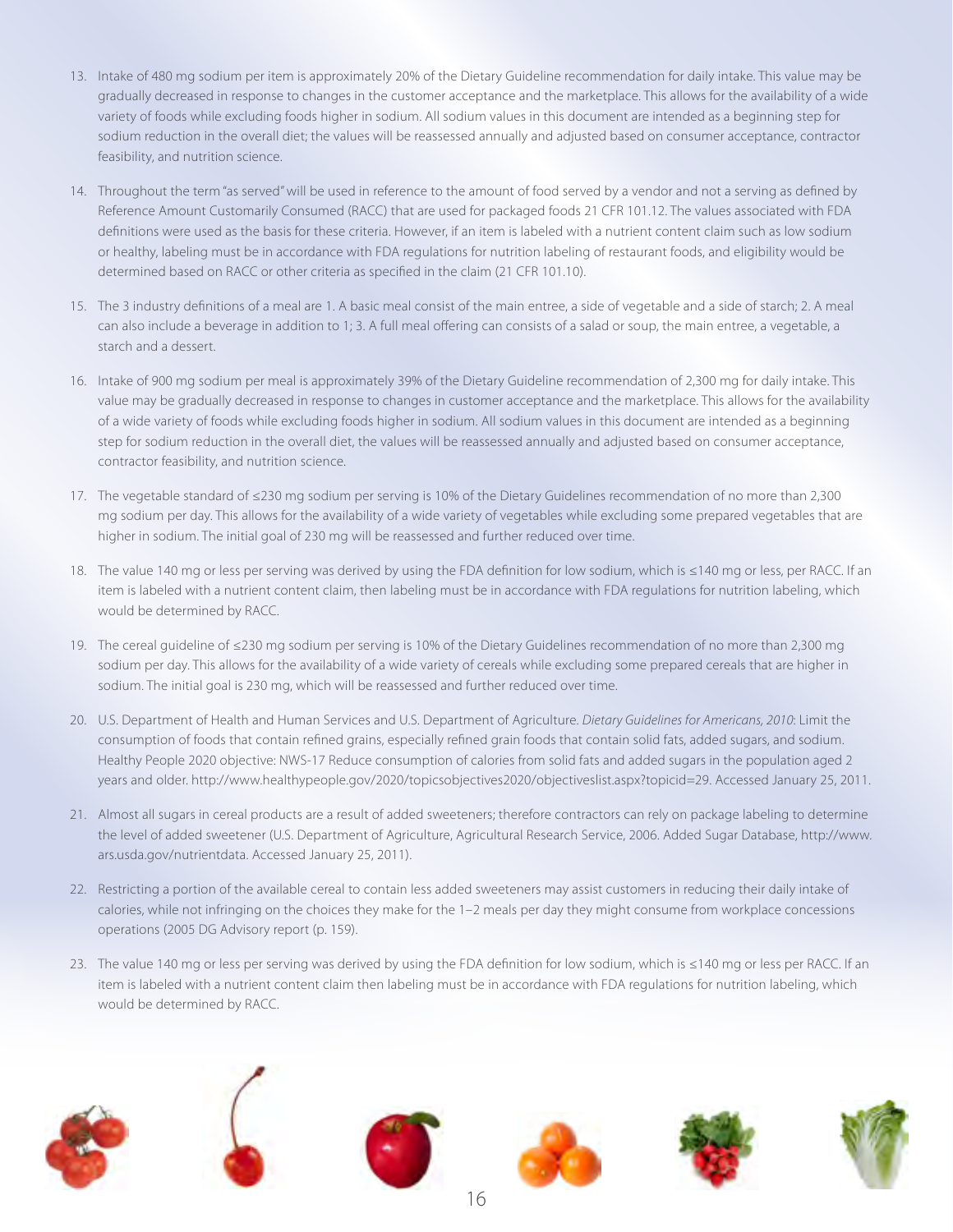13. Intake of 480 mg sodium per item is approximately 20% of the Dietary Guideline recommendation for daily intake. This value may be gradually decreased in response to changes in the customer acceptance and the marketplace. This allows for the availability of a wide variety of foods while excluding foods higher in sodium. All sodium values in this document are intended as a beginning step for sodium reduction in the overall diet; the values will be reassessed annually and adjusted based on consumer acceptance, contractor feasibility, and nutrition science.

14. Throughout the term "as served" will be used in reference to the amount of food served by a vendor and not a serving as defined by Reference Amount Customarily Consumed (RACC) that are used for packaged foods 21 CFR 101.12. The values associated with FDA definitions were used as the basis for these criteria. However, if an item is labeled with a nutrient content claim such as low sodium or healthy, labeling must be in accordance with FDA regulations for nutrition labeling of restaurant foods, and eligibility would be determined based on RACC or other criteria as specified in the claim (21 CFR 101.10).

15. The 3 industry definitions of a meal are 1. A basic meal consist of the main entree, a side of vegetable and a side of starch; 2. A meal can also include a beverage in addition to 1; 3. A full meal offering can consists of a salad or soup, the main entree, a vegetable, a starch and a dessert.

16. Intake of 900 mg sodium per meal is approximately 39% of the Dietary Guideline recommendation of 2,300 mg for daily intake. This value may be gradually decreased in response to changes in customer acceptance and the marketplace. This allows for the availability of a wide variety of foods while excluding foods higher in sodium. All sodium values in this document are intended as a beginning step for sodium reduction in the overall diet, the values will be reassessed annually and adjusted based on consumer acceptance, contractor feasibility, and nutrition science.

17. The vegetable standard of ≤230 mg sodium per serving is 10% of the Dietary Guidelines recommendation of no more than 2,300 mg sodium per day. This allows for the availability of a wide variety of vegetables while excluding some prepared vegetables that are higher in sodium. The initial goal of 230 mg will be reassessed and further reduced over time.

18. The value 140 mg or less per serving was derived by using the FDA definition for low sodium, which is ≤140 mg or less, per RACC. If an item is labeled with a nutrient content claim, then labeling must be in accordance with FDA regulations for nutrition labeling, which would be determined by RACC.

19. The cereal guideline of ≤230 mg sodium per serving is 10% of the Dietary Guidelines recommendation of no more than 2,300 mg sodium per day. This allows for the availability of a wide variety of cereals while excluding some prepared cereals that are higher in sodium. The initial goal is 230 mg, which will be reassessed and further reduced over time.

20. U.S. Department of Health and Human Services and U.S. Department of Agriculture. *Dietary Guidelines for Americans, 2010*: Limit the consumption of foods that contain refined grains, especially refined grain foods that contain solid fats, added sugars, and sodium. Healthy People 2020 objective: NWS-17 Reduce consumption of calories from solid fats and added sugars in the population aged 2 years and older. http://www.healthypeople.gov/2020/topicsobjectives2020/objectiveslist.aspx?topicid=29. Accessed January 25, 2011.

21. Almost all sugars in cereal products are a result of added sweeteners; therefore contractors can rely on package labeling to determine the level of added sweetener (U.S. Department of Agriculture, Agricultural Research Service, 2006. Added Sugar Database, http://www.ars.usda.gov/nutrientdata. Accessed January 25, 2011).

22. Restricting a portion of the available cereal to contain less added sweeteners may assist customers in reducing their daily intake of calories, while not infringing on the choices they make for the 1–2 meals per day they might consume from workplace concessions operations (2005 DG Advisory report (p. 159).

23. The value 140 mg or less per serving was derived by using the FDA definition for low sodium, which is ≤140 mg or less per RACC. If an item is labeled with a nutrient content claim then labeling must be in accordance with FDA regulations for nutrition labeling, which would be determined by RACC.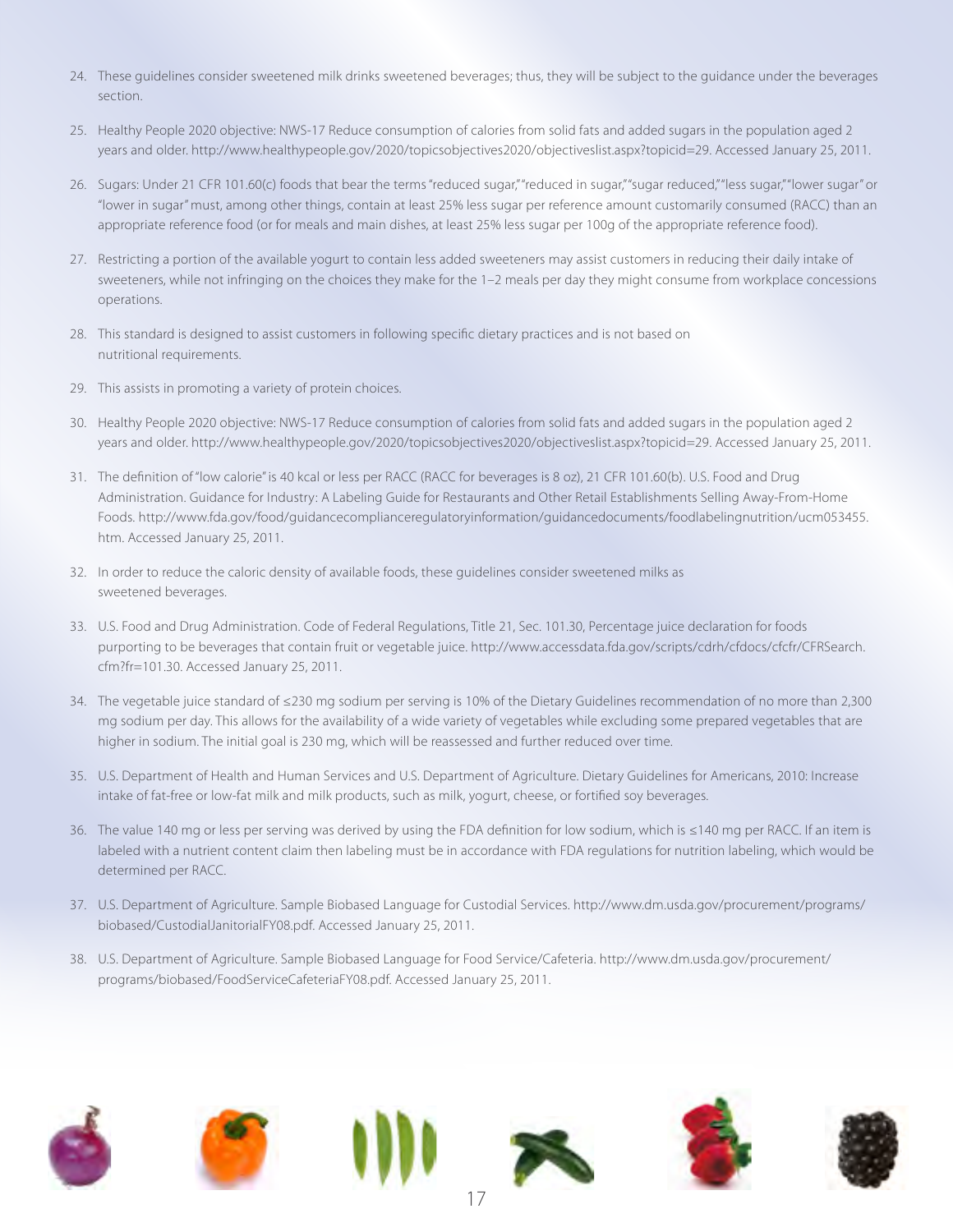24. These guidelines consider sweetened milk drinks sweetened beverages; thus, they will be subject to the guidance under the beverages section.

25. Healthy People 2020 objective: NWS-17 Reduce consumption of calories from solid fats and added sugars in the population aged 2 years and older. http://www.healthypeople.gov/2020/topicsobjectives2020/objectiveslist.aspx?topicid=29. Accessed January 25, 2011.

26. Sugars: Under 21 CFR 101.60(c) foods that bear the terms "reduced sugar," "reduced in sugar," "sugar reduced," "less sugar," "lower sugar" or "lower in sugar" must, among other things, contain at least 25% less sugar per reference amount customarily consumed (RACC) than an appropriate reference food (or for meals and main dishes, at least 25% less sugar per 100g of the appropriate reference food).

27. Restricting a portion of the available yogurt to contain less added sweeteners may assist customers in reducing their daily intake of sweeteners, while not infringing on the choices they make for the 1–2 meals per day they might consume from workplace concessions operations.

28. This standard is designed to assist customers in following specific dietary practices and is not based on nutritional requirements.

29. This assists in promoting a variety of protein choices.

30. Healthy People 2020 objective: NWS-17 Reduce consumption of calories from solid fats and added sugars in the population aged 2 years and older. http://www.healthypeople.gov/2020/topicsobjectives2020/objectiveslist.aspx?topicid=29. Accessed January 25, 2011.

31. The definition of "low calorie" is 40 kcal or less per RACC (RACC for beverages is 8 oz), 21 CFR 101.60(b). U.S. Food and Drug Administration. Guidance for Industry: A Labeling Guide for Restaurants and Other Retail Establishments Selling Away-From-Home Foods. http://www.fda.gov/food/guidancecomplianceregulatoryinformation/guidancedocuments/foodlabelingnutrition/ucm053455.htm. Accessed January 25, 2011.

32. In order to reduce the caloric density of available foods, these guidelines consider sweetened milks as sweetened beverages.

33. U.S. Food and Drug Administration. Code of Federal Regulations, Title 21, Sec. 101.30, Percentage juice declaration for foods purporting to be beverages that contain fruit or vegetable juice. http://www.accessdata.fda.gov/scripts/cdrh/cfdocs/cfcfr/CFRSearch.cfm?fr=101.30. Accessed January 25, 2011.

34. The vegetable juice standard of ≤230 mg sodium per serving is 10% of the Dietary Guidelines recommendation of no more than 2,300 mg sodium per day. This allows for the availability of a wide variety of vegetables while excluding some prepared vegetables that are higher in sodium. The initial goal is 230 mg, which will be reassessed and further reduced over time.

35. U.S. Department of Health and Human Services and U.S. Department of Agriculture. Dietary Guidelines for Americans, 2010: Increase intake of fat-free or low-fat milk and milk products, such as milk, yogurt, cheese, or fortified soy beverages.

36. The value 140 mg or less per serving was derived by using the FDA definition for low sodium, which is ≤140 mg per RACC. If an item is labeled with a nutrient content claim then labeling must be in accordance with FDA regulations for nutrition labeling, which would be determined per RACC.

37. U.S. Department of Agriculture. Sample Biobased Language for Custodial Services. http://www.dm.usda.gov/procurement/programs/biobased/CustodialJanitorialFY08.pdf. Accessed January 25, 2011.

38. U.S. Department of Agriculture. Sample Biobased Language for Food Service/Cafeteria. http://www.dm.usda.gov/procurement/programs/biobased/FoodServiceCafeteriaFY08.pdf. Accessed January 25, 2011.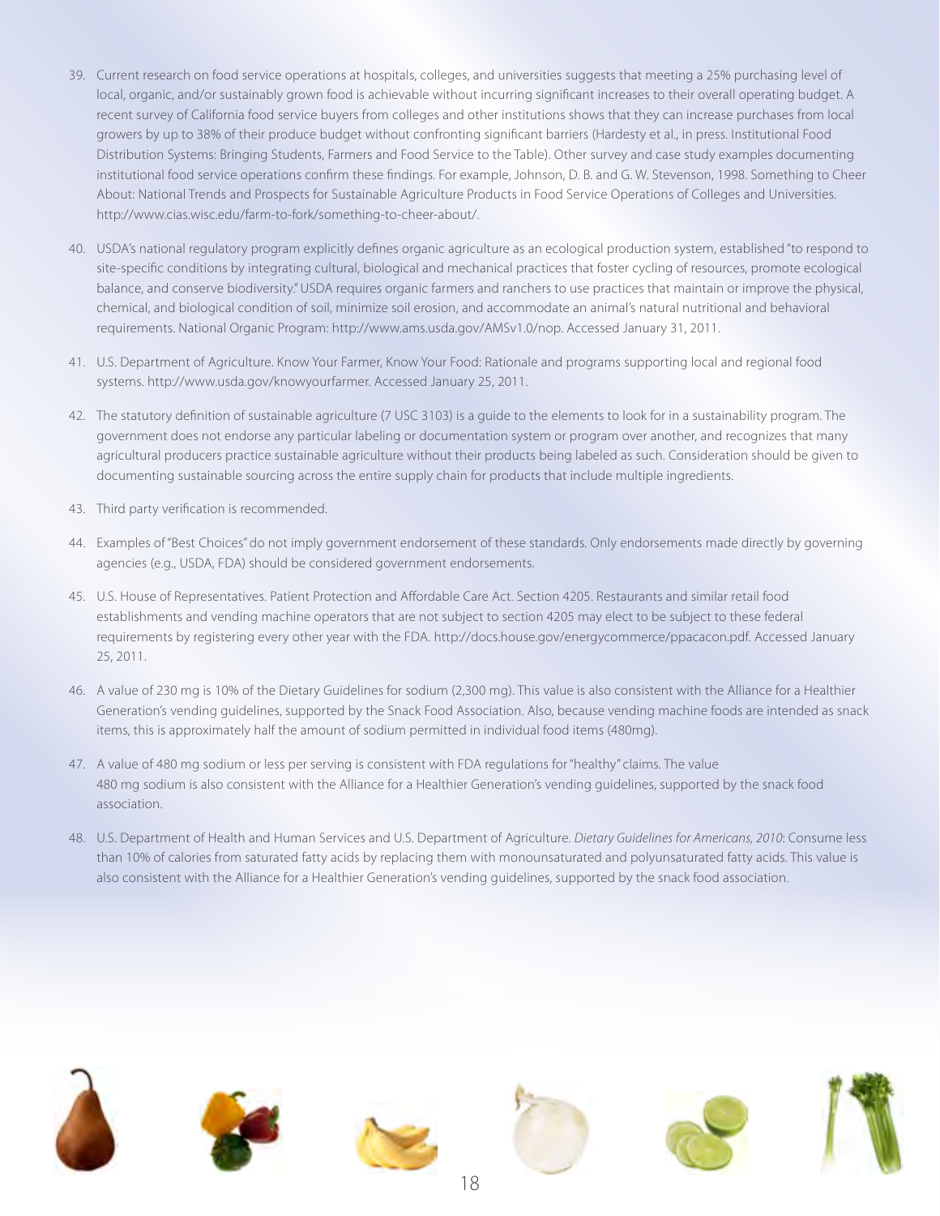39. Current research on food service operations at hospitals, colleges, and universities suggests that meeting a 25% purchasing level of local, organic, and/or sustainably grown food is achievable without incurring significant increases to their overall operating budget. A recent survey of California food service buyers from colleges and other institutions shows that they can increase purchases from local growers by up to 38% of their produce budget without confronting significant barriers (Hardesty et al., in press. Institutional Food Distribution Systems: Bringing Students, Farmers and Food Service to the Table). Other survey and case study examples documenting institutional food service operations confirm these findings. For example, Johnson, D. B. and G. W. Stevenson, 1998. Something to Cheer About: National Trends and Prospects for Sustainable Agriculture Products in Food Service Operations of Colleges and Universities. http://www.cias.wisc.edu/farm-to-fork/something-to-cheer-about/.

40. USDA's national regulatory program explicitly defines organic agriculture as an ecological production system, established "to respond to site-specific conditions by integrating cultural, biological and mechanical practices that foster cycling of resources, promote ecological balance, and conserve biodiversity." USDA requires organic farmers and ranchers to use practices that maintain or improve the physical, chemical, and biological condition of soil, minimize soil erosion, and accommodate an animal's natural nutritional and behavioral requirements. National Organic Program: http://www.ams.usda.gov/AMSv1.0/nop. Accessed January 31, 2011.

41. U.S. Department of Agriculture. Know Your Farmer, Know Your Food: Rationale and programs supporting local and regional food systems. http://www.usda.gov/knowyourfarmer. Accessed January 25, 2011.

42. The statutory definition of sustainable agriculture (7 USC 3103) is a guide to the elements to look for in a sustainability program. The government does not endorse any particular labeling or documentation system or program over another, and recognizes that many agricultural producers practice sustainable agriculture without their products being labeled as such. Consideration should be given to documenting sustainable sourcing across the entire supply chain for products that include multiple ingredients.

43. Third party verification is recommended.

44. Examples of "Best Choices" do not imply government endorsement of these standards. Only endorsements made directly by governing agencies (e.g., USDA, FDA) should be considered government endorsements.

45. U.S. House of Representatives. Patient Protection and Affordable Care Act. Section 4205. Restaurants and similar retail food establishments and vending machine operators that are not subject to section 4205 may elect to be subject to these federal requirements by registering every other year with the FDA. http://docs.house.gov/energycommerce/ppacacon.pdf. Accessed January 25, 2011.

46. A value of 230 mg is 10% of the Dietary Guidelines for sodium (2,300 mg). This value is also consistent with the Alliance for a Healthier Generation's vending guidelines, supported by the Snack Food Association. Also, because vending machine foods are intended as snack items, this is approximately half the amount of sodium permitted in individual food items (480mg).

47. A value of 480 mg sodium or less per serving is consistent with FDA regulations for "healthy" claims. The value 480 mg sodium is also consistent with the Alliance for a Healthier Generation's vending guidelines, supported by the snack food association.

48. U.S. Department of Health and Human Services and U.S. Department of Agriculture. *Dietary Guidelines for Americans, 2010*: Consume less than 10% of calories from saturated fatty acids by replacing them with monounsaturated and polyunsaturated fatty acids. This value is also consistent with the Alliance for a Healthier Generation's vending guidelines, supported by the snack food association.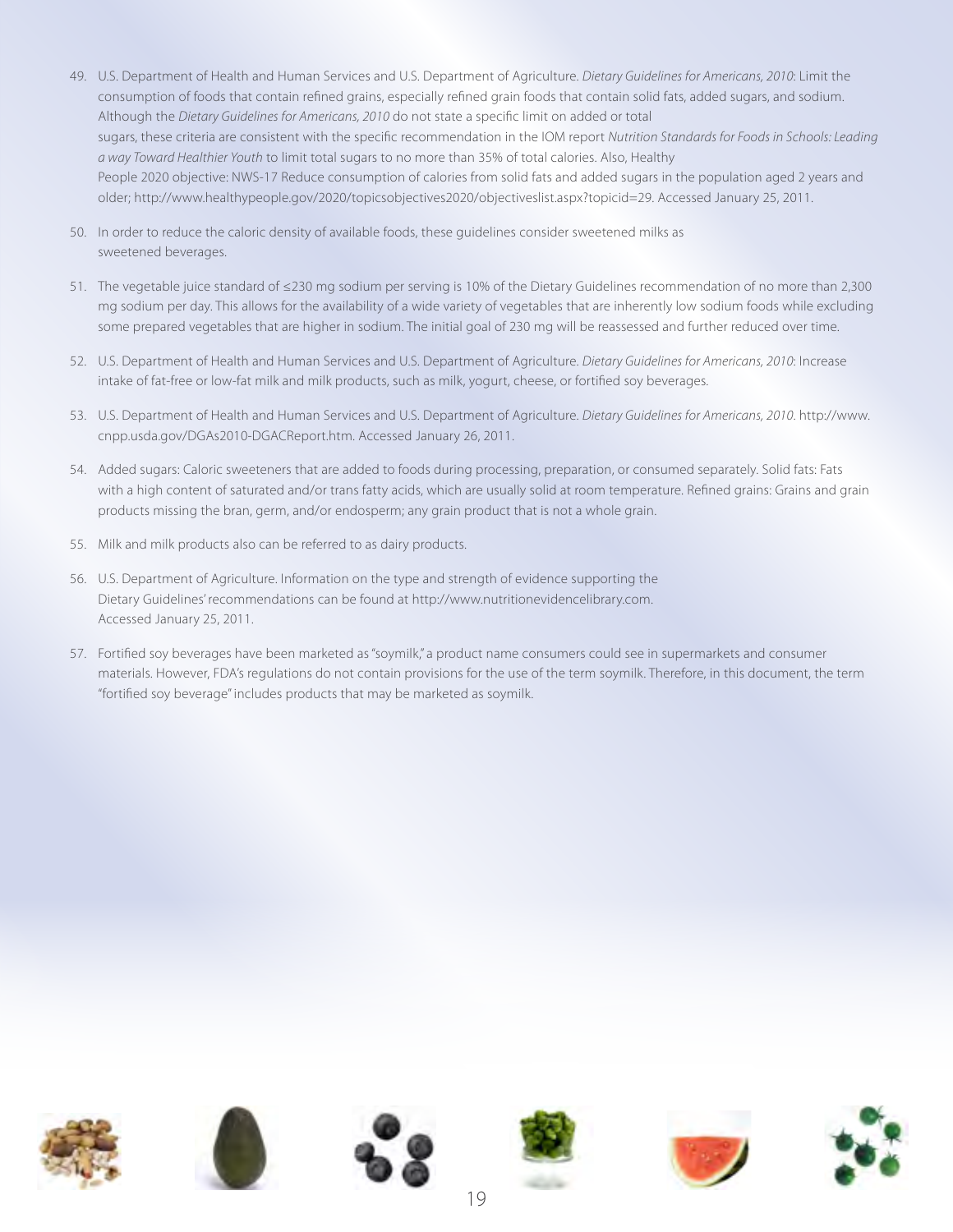49. U.S. Department of Health and Human Services and U.S. Department of Agriculture. *Dietary Guidelines for Americans, 2010*: Limit the consumption of foods that contain refined grains, especially refined grain foods that contain solid fats, added sugars, and sodium. Although the *Dietary Guidelines for Americans, 2010* do not state a specific limit on added or total sugars, these criteria are consistent with the specific recommendation in the IOM report *Nutrition Standards for Foods in Schools: Leading a way Toward Healthier Youth* to limit total sugars to no more than 35% of total calories. Also, Healthy People 2020 objective: NWS-17 Reduce consumption of calories from solid fats and added sugars in the population aged 2 years and older; http://www.healthypeople.gov/2020/topicsobjectives2020/objectiveslist.aspx?topicid=29. Accessed January 25, 2011.

50. In order to reduce the caloric density of available foods, these guidelines consider sweetened milks as sweetened beverages.

51. The vegetable juice standard of ≤230 mg sodium per serving is 10% of the Dietary Guidelines recommendation of no more than 2,300 mg sodium per day. This allows for the availability of a wide variety of vegetables that are inherently low sodium foods while excluding some prepared vegetables that are higher in sodium. The initial goal of 230 mg will be reassessed and further reduced over time.

52. U.S. Department of Health and Human Services and U.S. Department of Agriculture. *Dietary Guidelines for Americans, 2010*: Increase intake of fat-free or low-fat milk and milk products, such as milk, yogurt, cheese, or fortified soy beverages.

53. U.S. Department of Health and Human Services and U.S. Department of Agriculture. *Dietary Guidelines for Americans, 2010*. http://www.cnpp.usda.gov/DGAs2010-DGACReport.htm. Accessed January 26, 2011.

54. Added sugars: Caloric sweeteners that are added to foods during processing, preparation, or consumed separately. Solid fats: Fats with a high content of saturated and/or trans fatty acids, which are usually solid at room temperature. Refined grains: Grains and grain products missing the bran, germ, and/or endosperm; any grain product that is not a whole grain.

55. Milk and milk products also can be referred to as dairy products.

56. U.S. Department of Agriculture. Information on the type and strength of evidence supporting the Dietary Guidelines' recommendations can be found at http://www.nutritionevidencelibrary.com. Accessed January 25, 2011.

57. Fortified soy beverages have been marketed as "soymilk," a product name consumers could see in supermarkets and consumer materials. However, FDA's regulations do not contain provisions for the use of the term soymilk. Therefore, in this document, the term "fortified soy beverage" includes products that may be marketed as soymilk.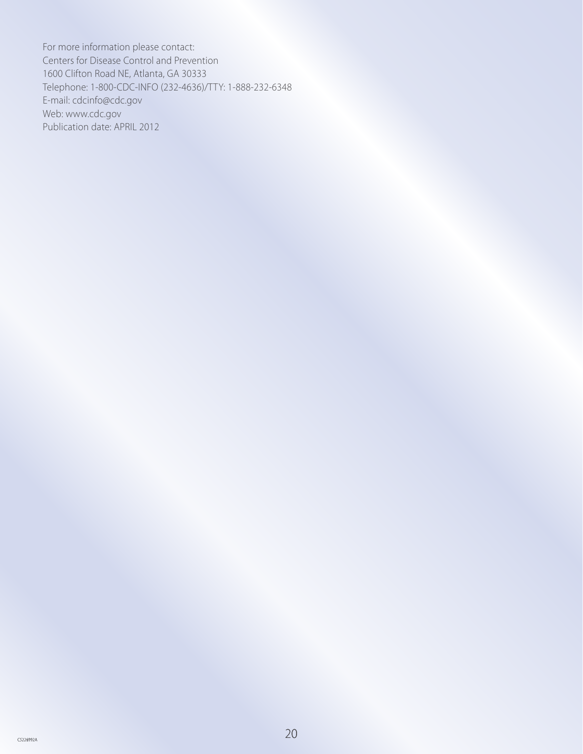For more information please contact:
Centers for Disease Control and Prevention
1600 Clifton Road NE, Atlanta, GA 30333
Telephone: 1-800-CDC-INFO (232-4636)/TTY: 1-888-232-6348
E-mail: cdcinfo@cdc.gov
Web: www.cdc.gov
Publication date: APRIL 2012

CS226992A